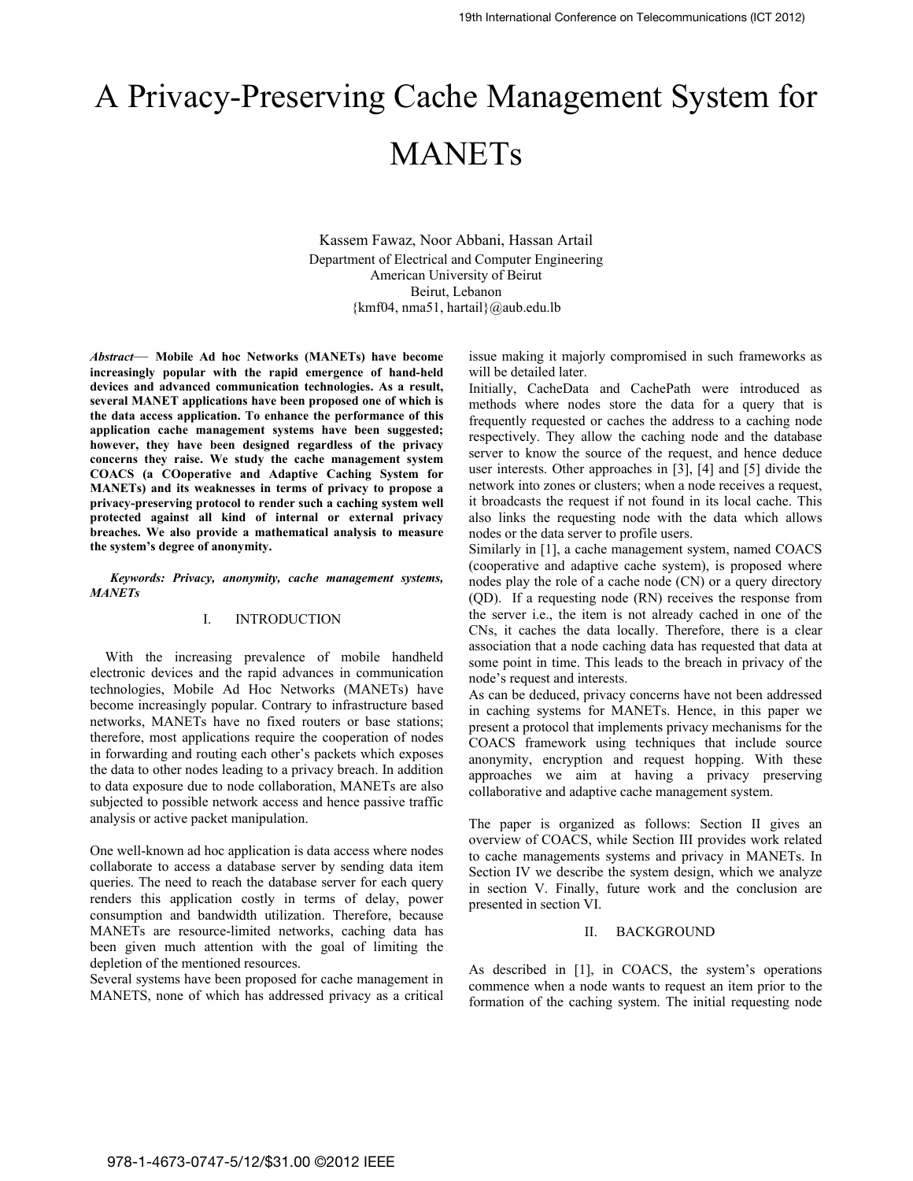# A Privacy-Preserving Cache Management System for MANETs

Kassem Fawaz, Noor Abbani, Hassan Artail
Department of Electrical and Computer Engineering
American University of Beirut
Beirut, Lebanon
{kmf04, nma51, hartail}@aub.edu.lb

***Abstract***— **Mobile Ad hoc Networks (MANETs) have become increasingly popular with the rapid emergence of hand-held devices and advanced communication technologies. As a result, several MANET applications have been proposed one of which is the data access application. To enhance the performance of this application cache management systems have been suggested; however, they have been designed regardless of the privacy concerns they raise. We study the cache management system COACS (a COoperative and Adaptive Caching System for MANETs) and its weaknesses in terms of privacy to propose a privacy-preserving protocol to render such a caching system well protected against all kind of internal or external privacy breaches. We also provide a mathematical analysis to measure the system's degree of anonymity.**

***Keywords: Privacy, anonymity, cache management systems, MANETs***

## I. INTRODUCTION

With the increasing prevalence of mobile handheld electronic devices and the rapid advances in communication technologies, Mobile Ad Hoc Networks (MANETs) have become increasingly popular. Contrary to infrastructure based networks, MANETs have no fixed routers or base stations; therefore, most applications require the cooperation of nodes in forwarding and routing each other's packets which exposes the data to other nodes leading to a privacy breach. In addition to data exposure due to node collaboration, MANETs are also subjected to possible network access and hence passive traffic analysis or active packet manipulation.

One well-known ad hoc application is data access where nodes collaborate to access a database server by sending data item queries. The need to reach the database server for each query renders this application costly in terms of delay, power consumption and bandwidth utilization. Therefore, because MANETs are resource-limited networks, caching data has been given much attention with the goal of limiting the depletion of the mentioned resources.

Several systems have been proposed for cache management in MANETS, none of which has addressed privacy as a critical issue making it majorly compromised in such frameworks as will be detailed later.

Initially, CacheData and CachePath were introduced as methods where nodes store the data for a query that is frequently requested or caches the address to a caching node respectively. They allow the caching node and the database server to know the source of the request, and hence deduce user interests. Other approaches in [3], [4] and [5] divide the network into zones or clusters; when a node receives a request, it broadcasts the request if not found in its local cache. This also links the requesting node with the data which allows nodes or the data server to profile users.

Similarly in [1], a cache management system, named COACS (cooperative and adaptive cache system), is proposed where nodes play the role of a cache node (CN) or a query directory (QD). If a requesting node (RN) receives the response from the server i.e., the item is not already cached in one of the CNs, it caches the data locally. Therefore, there is a clear association that a node caching data has requested that data at some point in time. This leads to the breach in privacy of the node's request and interests.

As can be deduced, privacy concerns have not been addressed in caching systems for MANETs. Hence, in this paper we present a protocol that implements privacy mechanisms for the COACS framework using techniques that include source anonymity, encryption and request hopping. With these approaches we aim at having a privacy preserving collaborative and adaptive cache management system.

The paper is organized as follows: Section II gives an overview of COACS, while Section III provides work related to cache managements systems and privacy in MANETs. In Section IV we describe the system design, which we analyze in section V. Finally, future work and the conclusion are presented in section VI.

## II. BACKGROUND

As described in [1], in COACS, the system's operations commence when a node wants to request an item prior to the formation of the caching system. The initial requesting node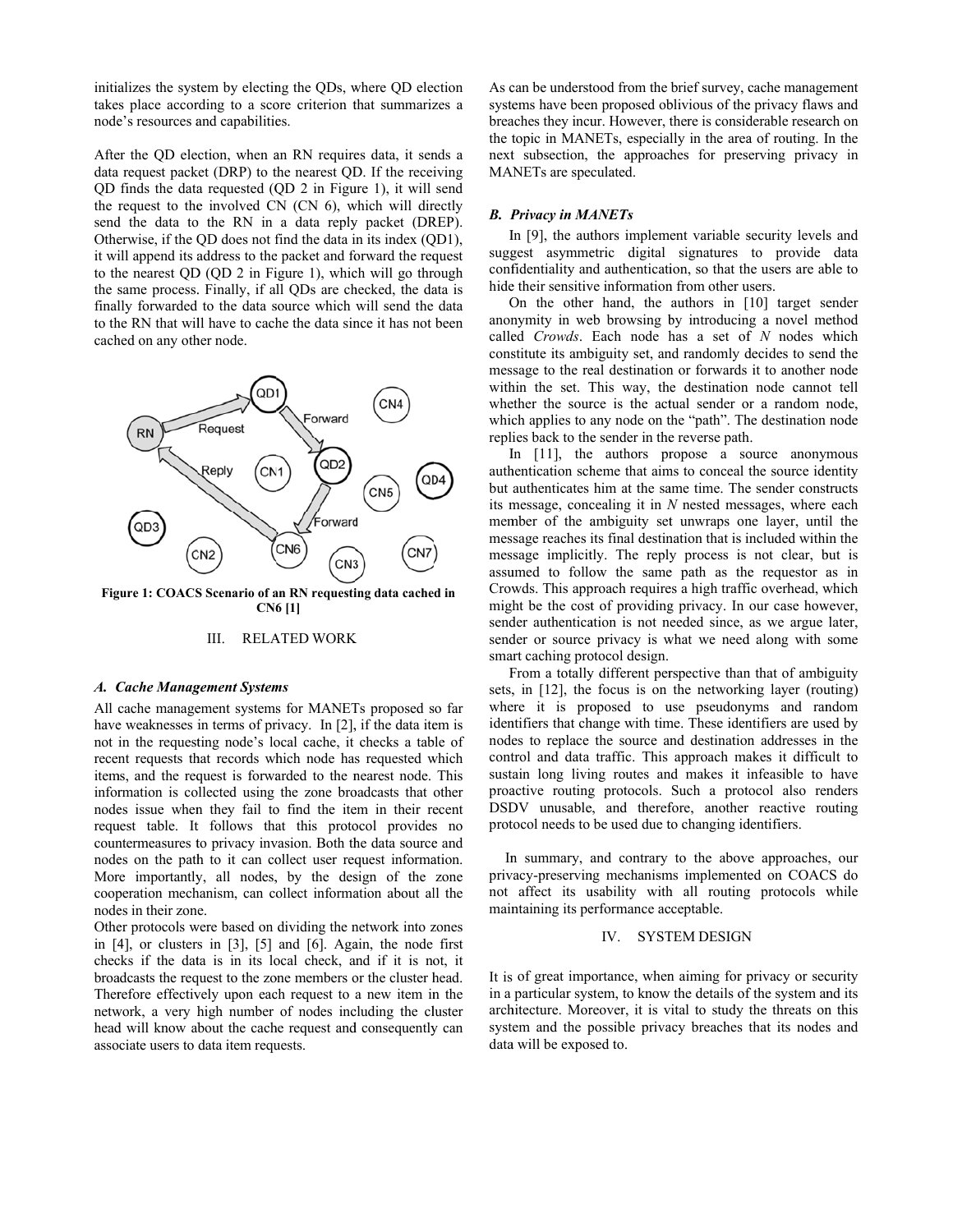initializes the system by electing the QDs, where QD election takes place according to a score criterion that summarizes a node's resources and capabilities.

After the QD election, when an RN requires data, it sends a data request packet (DRP) to the nearest QD. If the receiving QD finds the data requested (QD 2 in Figure 1), it will send the request to the involved CN (CN 6), which will directly send the data to the RN in a data reply packet (DREP). Otherwise, if the QD does not find the data in its index (QD1), it will append its address to the packet and forward the request to the nearest QD (QD 2 in Figure 1), which will go through the same process. Finally, if all QDs are checked, the data is finally forwarded to the data source which will send the data to the RN that will have to cache the data since it has not been cached on any other node.

**Figure 1: COACS Scenario of an RN requesting data cached in CN6 [1]**

## III. RELATED WORK

### A. Cache Management Systems

All cache management systems for MANETs proposed so far have weaknesses in terms of privacy. In [2], if the data item is not in the requesting node's local cache, it checks a table of recent requests that records which node has requested which items, and the request is forwarded to the nearest node. This information is collected using the zone broadcasts that other nodes issue when they fail to find the item in their recent request table. It follows that this protocol provides no countermeasures to privacy invasion. Both the data source and nodes on the path to it can collect user request information. More importantly, all nodes, by the design of the zone cooperation mechanism, can collect information about all the nodes in their zone.

Other protocols were based on dividing the network into zones in [4], or clusters in [3], [5] and [6]. Again, the node first checks if the data is in its local check, and if it is not, it broadcasts the request to the zone members or the cluster head. Therefore effectively upon each request to a new item in the network, a very high number of nodes including the cluster head will know about the cache request and consequently can associate users to data item requests.

As can be understood from the brief survey, cache management systems have been proposed oblivious of the privacy flaws and breaches they incur. However, there is considerable research on the topic in MANETs, especially in the area of routing. In the next subsection, the approaches for preserving privacy in MANETs are speculated.

### B. Privacy in MANETs

In [9], the authors implement variable security levels and suggest asymmetric digital signatures to provide data confidentiality and authentication, so that the users are able to hide their sensitive information from other users.

On the other hand, the authors in [10] target sender anonymity in web browsing by introducing a novel method called *Crowds*. Each node has a set of *N* nodes which constitute its ambiguity set, and randomly decides to send the message to the real destination or forwards it to another node within the set. This way, the destination node cannot tell whether the source is the actual sender or a random node, which applies to any node on the "path". The destination node replies back to the sender in the reverse path.

In [11], the authors propose a source anonymous authentication scheme that aims to conceal the source identity but authenticates him at the same time. The sender constructs its message, concealing it in *N* nested messages, where each member of the ambiguity set unwraps one layer, until the message reaches its final destination that is included within the message implicitly. The reply process is not clear, but is assumed to follow the same path as the requestor as in Crowds. This approach requires a high traffic overhead, which might be the cost of providing privacy. In our case however, sender authentication is not needed since, as we argue later, sender or source privacy is what we need along with some smart caching protocol design.

From a totally different perspective than that of ambiguity sets, in [12], the focus is on the networking layer (routing) where it is proposed to use pseudonyms and random identifiers that change with time. These identifiers are used by nodes to replace the source and destination addresses in the control and data traffic. This approach makes it difficult to sustain long living routes and makes it infeasible to have proactive routing protocols. Such a protocol also renders DSDV unusable, and therefore, another reactive routing protocol needs to be used due to changing identifiers.

In summary, and contrary to the above approaches, our privacy-preserving mechanisms implemented on COACS do not affect its usability with all routing protocols while maintaining its performance acceptable.

## IV. SYSTEM DESIGN

It is of great importance, when aiming for privacy or security in a particular system, to know the details of the system and its architecture. Moreover, it is vital to study the threats on this system and the possible privacy breaches that its nodes and data will be exposed to.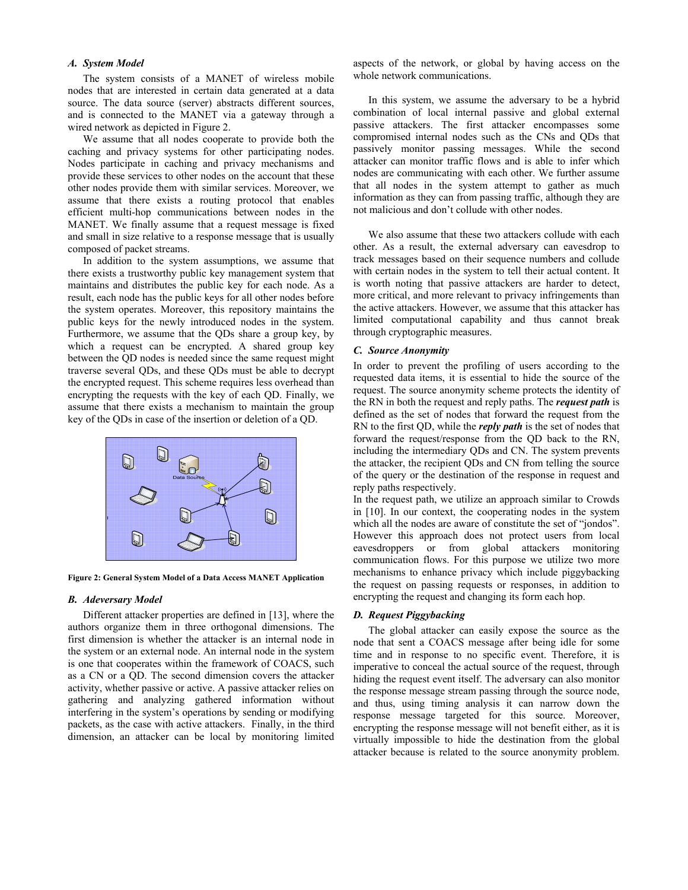### A. System Model

The system consists of a MANET of wireless mobile nodes that are interested in certain data generated at a data source. The data source (server) abstracts different sources, and is connected to the MANET via a gateway through a wired network as depicted in Figure 2.

We assume that all nodes cooperate to provide both the caching and privacy systems for other participating nodes. Nodes participate in caching and privacy mechanisms and provide these services to other nodes on the account that these other nodes provide them with similar services. Moreover, we assume that there exists a routing protocol that enables efficient multi-hop communications between nodes in the MANET. We finally assume that a request message is fixed and small in size relative to a response message that is usually composed of packet streams.

In addition to the system assumptions, we assume that there exists a trustworthy public key management system that maintains and distributes the public key for each node. As a result, each node has the public keys for all other nodes before the system operates. Moreover, this repository maintains the public keys for the newly introduced nodes in the system. Furthermore, we assume that the QDs share a group key, by which a request can be encrypted. A shared group key between the QD nodes is needed since the same request might traverse several QDs, and these QDs must be able to decrypt the encrypted request. This scheme requires less overhead than encrypting the requests with the key of each QD. Finally, we assume that there exists a mechanism to maintain the group key of the QDs in case of the insertion or deletion of a QD.

Data Source

**Figure 2: General System Model of a Data Access MANET Application**

### B. Adeversary Model

Different attacker properties are defined in [13], where the authors organize them in three orthogonal dimensions. The first dimension is whether the attacker is an internal node in the system or an external node. An internal node in the system is one that cooperates within the framework of COACS, such as a CN or a QD. The second dimension covers the attacker activity, whether passive or active. A passive attacker relies on gathering and analyzing gathered information without interfering in the system's operations by sending or modifying packets, as the case with active attackers. Finally, in the third dimension, an attacker can be local by monitoring limited aspects of the network, or global by having access on the whole network communications.

In this system, we assume the adversary to be a hybrid combination of local internal passive and global external passive attackers. The first attacker encompasses some compromised internal nodes such as the CNs and QDs that passively monitor passing messages. While the second attacker can monitor traffic flows and is able to infer which nodes are communicating with each other. We further assume that all nodes in the system attempt to gather as much information as they can from passing traffic, although they are not malicious and don't collude with other nodes.

We also assume that these two attackers collude with each other. As a result, the external adversary can eavesdrop to track messages based on their sequence numbers and collude with certain nodes in the system to tell their actual content. It is worth noting that passive attackers are harder to detect, more critical, and more relevant to privacy infringements than the active attackers. However, we assume that this attacker has limited computational capability and thus cannot break through cryptographic measures.

### C. Source Anonymity

In order to prevent the profiling of users according to the requested data items, it is essential to hide the source of the request. The source anonymity scheme protects the identity of the RN in both the request and reply paths. The ***request path*** is defined as the set of nodes that forward the request from the RN to the first QD, while the ***reply path*** is the set of nodes that forward the request/response from the QD back to the RN, including the intermediary QDs and CN. The system prevents the attacker, the recipient QDs and CN from telling the source of the query or the destination of the response in request and reply paths respectively.

In the request path, we utilize an approach similar to Crowds in [10]. In our context, the cooperating nodes in the system which all the nodes are aware of constitute the set of "jondos". However this approach does not protect users from local eavesdroppers or from global attackers monitoring communication flows. For this purpose we utilize two more mechanisms to enhance privacy which include piggybacking the request on passing requests or responses, in addition to encrypting the request and changing its form each hop.

### D. Request Piggybacking

The global attacker can easily expose the source as the node that sent a COACS message after being idle for some time and in response to no specific event. Therefore, it is imperative to conceal the actual source of the request, through hiding the request event itself. The adversary can also monitor the response message stream passing through the source node, and thus, using timing analysis it can narrow down the response message targeted for this source. Moreover, encrypting the response message will not benefit either, as it is virtually impossible to hide the destination from the global attacker because is related to the source anonymity problem.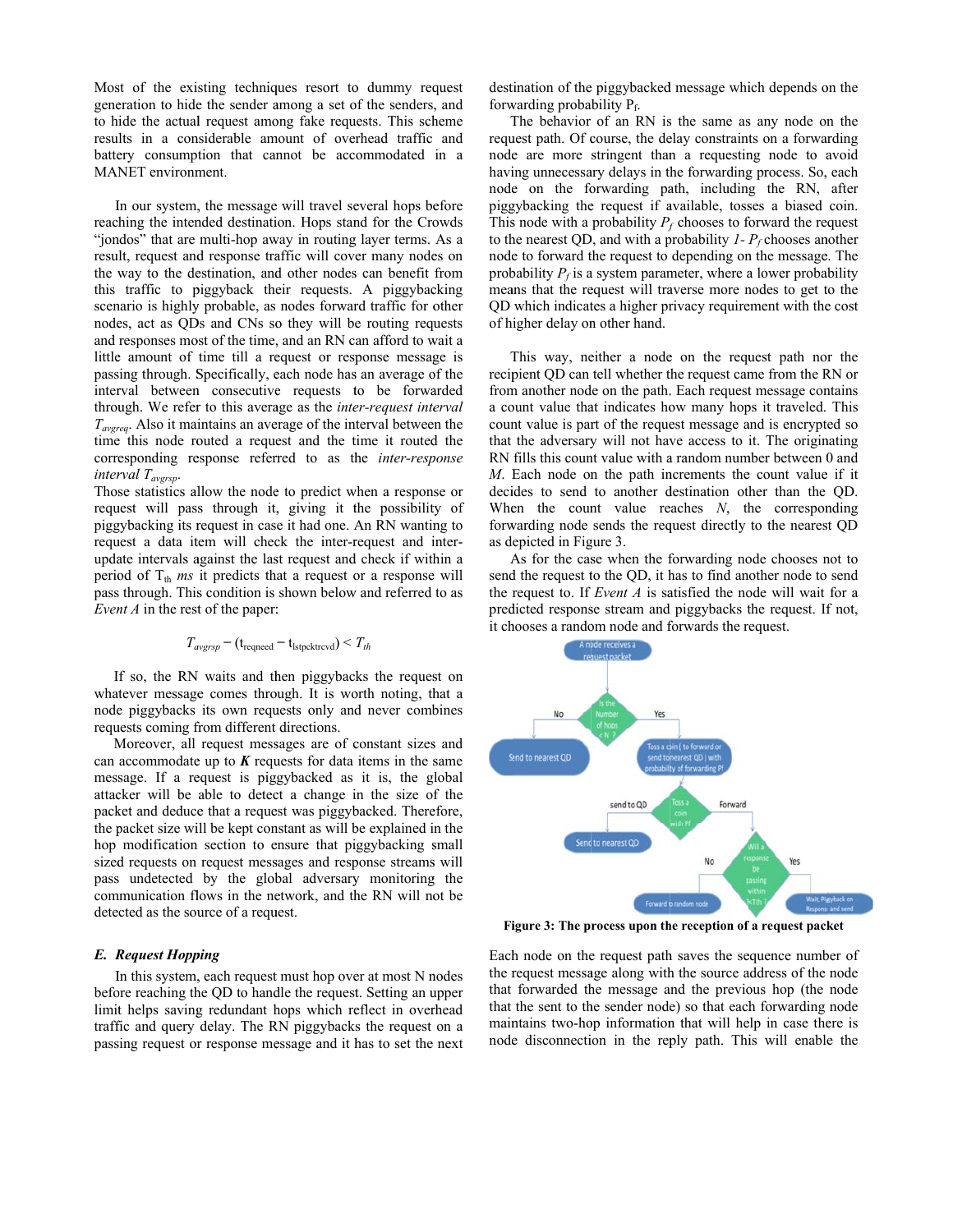Most of the existing techniques resort to dummy request generation to hide the sender among a set of the senders, and to hide the actual request among fake requests. This scheme results in a considerable amount of overhead traffic and battery consumption that cannot be accommodated in a MANET environment.

In our system, the message will travel several hops before reaching the intended destination. Hops stand for the Crowds "jondos" that are multi-hop away in routing layer terms. As a result, request and response traffic will cover many nodes on the way to the destination, and other nodes can benefit from this traffic to piggyback their requests. A piggybacking scenario is highly probable, as nodes forward traffic for other nodes, act as QDs and CNs so they will be routing requests and responses most of the time, and an RN can afford to wait a little amount of time till a request or response message is passing through. Specifically, each node has an average of the interval between consecutive requests to be forwarded through. We refer to this average as the *inter-request interval* $T_{avgreq}$. Also it maintains an average of the interval between the time this node routed a request and the time it routed the corresponding response referred to as the *inter-response interval* $T_{avgrsp}$.

Those statistics allow the node to predict when a response or request will pass through it, giving it the possibility of piggybacking its request in case it had one. An RN wanting to request a data item will check the inter-request and inter-update intervals against the last request and check if within a period of $T_{th}$ *ms* it predicts that a request or a response will pass through. This condition is shown below and referred to as *Event A* in the rest of the paper:

$$T_{avgrsp} - (t_{reqneed} - t_{lstpcktrcvd}) < T_{th}$$

If so, the RN waits and then piggybacks the request on whatever message comes through. It is worth noting, that a node piggybacks its own requests only and never combines requests coming from different directions.

Moreover, all request messages are of constant sizes and can accommodate up to ***K*** requests for data items in the same message. If a request is piggybacked as it is, the global attacker will be able to detect a change in the size of the packet and deduce that a request was piggybacked. Therefore, the packet size will be kept constant as will be explained in the hop modification section to ensure that piggybacking small sized requests on request messages and response streams will pass undetected by the global adversary monitoring the communication flows in the network, and the RN will not be detected as the source of a request.

### *E. Request Hopping*

In this system, each request must hop over at most N nodes before reaching the QD to handle the request. Setting an upper limit helps saving redundant hops which reflect in overhead traffic and query delay. The RN piggybacks the request on a passing request or response message and it has to set the next destination of the piggybacked message which depends on the forwarding probability $P_f$.

The behavior of an RN is the same as any node on the request path. Of course, the delay constraints on a forwarding node are more stringent than a requesting node to avoid having unnecessary delays in the forwarding process. So, each node on the forwarding path, including the RN, after piggybacking the request if available, tosses a biased coin. This node with a probability $P_f$ chooses to forward the request to the nearest QD, and with a probability $1- P_f$ chooses another node to forward the request to depending on the message. The probability $P_f$ is a system parameter, where a lower probability means that the request will traverse more nodes to get to the QD which indicates a higher privacy requirement with the cost of higher delay on other hand.

This way, neither a node on the request path nor the recipient QD can tell whether the request came from the RN or from another node on the path. Each request message contains a count value that indicates how many hops it traveled. This count value is part of the request message and is encrypted so that the adversary will not have access to it. The originating RN fills this count value with a random number between 0 and *M*. Each node on the path increments the count value if it decides to send to another destination other than the QD. When the count value reaches *N*, the corresponding forwarding node sends the request directly to the nearest QD as depicted in Figure 3.

As for the case when the forwarding node chooses not to send the request to the QD, it has to find another node to send the request to. If *Event A* is satisfied the node will wait for a predicted response stream and piggybacks the request. If not, it chooses a random node and forwards the request.

**Figure 3: The process upon the reception of a request packet**

Each node on the request path saves the sequence number of the request message along with the source address of the node that forwarded the message and the previous hop (the node that the sent to the sender node) so that each forwarding node maintains two-hop information that will help in case there is node disconnection in the reply path. This will enable the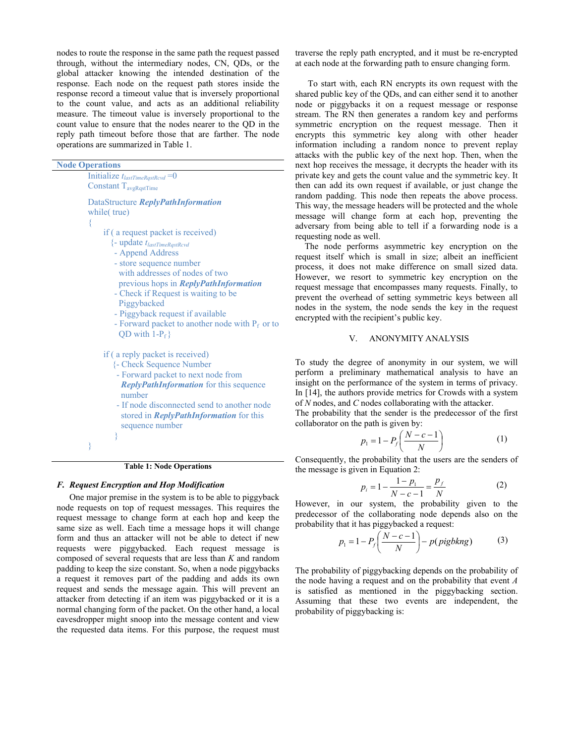nodes to route the response in the same path the request passed through, without the intermediary nodes, CN, QDs, or the global attacker knowing the intended destination of the response. Each node on the request path stores inside the response record a timeout value that is inversely proportional to the count value, and acts as an additional reliability measure. The timeout value is inversely proportional to the count value to ensure that the nodes nearer to the QD in the reply path timeout before those that are farther. The node operations are summarized in Table 1.

**Node Operations**

```
Initialize t_lastTimeRqstRcvd =0
Constant T_avgRqstTime

DataStructure ReplyPathInformation
while( true)
{
    if ( a request packet is received)
      {- update t_lastTimeRqstRcvd
       - Append Address
       - store sequence number
         with addresses of nodes of two
         previous hops in ReplyPathInformation
       - Check if Request is waiting to be
         Piggybacked
       - Piggyback request if available
       - Forward packet to another node with Pf or to
         QD with 1-Pf }

    if ( a reply packet is received)
      {- Check Sequence Number
       - Forward packet to next node from
         ReplyPathInformation for this sequence
         number
       - If node disconnected send to another node
         stored in ReplyPathInformation for this
         sequence number
      }
}
```

**Table 1: Node Operations**

### *F. Request Encryption and Hop Modification*

One major premise in the system is to be able to piggyback node requests on top of request messages. This requires the request message to change form at each hop and keep the same size as well. Each time a message hops it will change form and thus an attacker will not be able to detect if new requests were piggybacked. Each request message is composed of several requests that are less than $K$ and random padding to keep the size constant. So, when a node piggybacks a request it removes part of the padding and adds its own request and sends the message again. This will prevent an attacker from detecting if an item was piggybacked or it is a normal changing form of the packet. On the other hand, a local eavesdropper might snoop into the message content and view the requested data items. For this purpose, the request must traverse the reply path encrypted, and it must be re-encrypted at each node at the forwarding path to ensure changing form.

To start with, each RN encrypts its own request with the shared public key of the QDs, and can either send it to another node or piggybacks it on a request message or response stream. The RN then generates a random key and performs symmetric encryption on the request message. Then it encrypts this symmetric key along with other header information including a random nonce to prevent replay attacks with the public key of the next hop. Then, when the next hop receives the message, it decrypts the header with its private key and gets the count value and the symmetric key. It then can add its own request if available, or just change the random padding. This node then repeats the above process. This way, the message headers will be protected and the whole message will change form at each hop, preventing the adversary from being able to tell if a forwarding node is a requesting node as well.

The node performs asymmetric key encryption on the request itself which is small in size; albeit an inefficient process, it does not make difference on small sized data. However, we resort to symmetric key encryption on the request message that encompasses many requests. Finally, to prevent the overhead of setting symmetric keys between all nodes in the system, the node sends the key in the request encrypted with the recipient's public key.

## V. ANONYMITY ANALYSIS

To study the degree of anonymity in our system, we will perform a preliminary mathematical analysis to have an insight on the performance of the system in terms of privacy. In [14], the authors provide metrics for Crowds with a system of $N$ nodes, and $C$ nodes collaborating with the attacker.

The probability that the sender is the predecessor of the first collaborator on the path is given by:

$$p_1 = 1 - P_f\left(\frac{N-c-1}{N}\right) \qquad (1)$$

Consequently, the probability that the users are the senders of the message is given in Equation 2:

$$p_i = 1 - \frac{1-p_1}{N-c-1} = \frac{p_f}{N} \qquad (2)$$

However, in our system, the probability given to the predecessor of the collaborating node depends also on the probability that it has piggybacked a request:

$$p_1 = 1 - P_f\left(\frac{N-c-1}{N}\right) - p(pigbkng) \qquad (3)$$

The probability of piggybacking depends on the probability of the node having a request and on the probability that event $A$ is satisfied as mentioned in the piggybacking section. Assuming that these two events are independent, the probability of piggybacking is: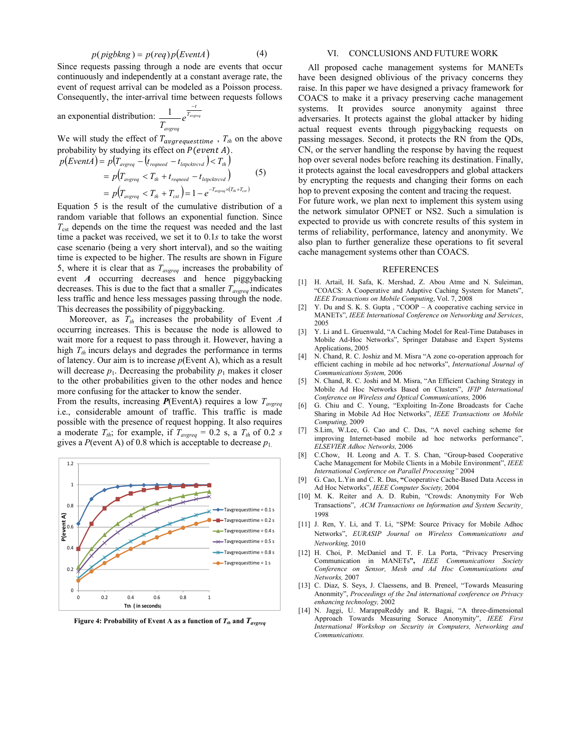$$p(pigbkng) = p(req)p(EventA) \quad (4)$$

Since requests passing through a node are events that occur continuously and independently at a constant average rate, the event of request arrival can be modeled as a Poisson process. Consequently, the inter-arrival time between requests follows an exponential distribution: $\frac{1}{T_{avgreq}} e^{\frac{-t}{T_{avgreq}}}$

We will study the effect of $T_{avgrequesttime}$ , $T_{th}$ on the above probability by studying its effect on $P(event\ A)$.

$$
\begin{aligned}
p(EventA) &= p(T_{avgreq} - (t_{reqneed} - t_{lstpcktrcvd}) < T_{th}) \\
&= p(T_{avgreq} < T_{th} + t_{reqneed} - t_{lstpcktrcvd}) \quad (5) \\
&= p(T_{avgreq} < T_{th} + T_{cst}) = 1 - e^{-T_{avgreq} \times (T_{th} + T_{cst})}
\end{aligned}
$$

Equation 5 is the result of the cumulative distribution of a random variable that follows an exponential function. Since $T_{cst}$ depends on the time the request was needed and the last time a packet was received, we set it to 0.1*s* to take the worst case scenario (being a very short interval), and so the waiting time is expected to be higher. The results are shown in Figure 5, where it is clear that as $T_{avgreq}$ increases the probability of event ***A*** occurring decreases and hence piggybacking decreases. This is due to the fact that a smaller $T_{avgreq}$ indicates less traffic and hence less messages passing through the node. This decreases the possibility of piggybacking.

Moreover, as $T_{th}$ increases the probability of Event *A* occurring increases. This is because the node is allowed to wait more for a request to pass through it. However, having a high $T_{th}$ incurs delays and degrades the performance in terms of latency. Our aim is to increase *p*(Event A), which as a result will decrease $p_1$. Decreasing the probability $p_1$ makes it closer to the other probabilities given to the other nodes and hence more confusing for the attacker to know the sender.

From the results, increasing ***P***(EventA) requires a low $T_{avgreq}$ i.e., considerable amount of traffic. This traffic is made possible with the presence of request hopping. It also requires a moderate $T_{th}$; for example, if $T_{avgreq}$ = 0.2 s, a $T_{th}$ of 0.2 *s* gives a *P*(event A) of 0.8 which is acceptable to decrease $p_1$.

1.2
1
0.8
0.6
0.4
0.2
0
P(event A)
0
0.2
0.4
0.6
0.8
1
Tth ( in seconds)
Tavgrequesttime = 0.1 s
Tavgrequesttime = 0.2 s
Tavgrequesttime = 0.4 s
Tavgrequesttime = 0.5 s
Tavgrequesttime = 0.8 s
Tavgrequesttime = 1 s

**Figure 4: Probability of Event A as a function of $T_{th}$ and $T_{avgreq}$**

## VI. CONCLUSIONS AND FUTURE WORK

All proposed cache management systems for MANETs have been designed oblivious of the privacy concerns they raise. In this paper we have designed a privacy framework for COACS to make it a privacy preserving cache management systems. It provides source anonymity against three adversaries. It protects against the global attacker by hiding actual request events through piggybacking requests on passing messages. Second, it protects the RN from the QDs, CN, or the server handling the response by having the request hop over several nodes before reaching its destination. Finally, it protects against the local eavesdroppers and global attackers by encrypting the requests and changing their forms on each hop to prevent exposing the content and tracing the request.

For future work, we plan next to implement this system using the network simulator OPNET or NS2. Such a simulation is expected to provide us with concrete results of this system in terms of reliability, performance, latency and anonymity. We also plan to further generalize these operations to fit several cache management systems other than COACS.

## REFERENCES

[1] H. Artail, H. Safa, K. Mershad, Z. Abou Atme and N. Suleiman, "COACS: A Cooperative and Adaptive Caching System for Manets", *IEEE Transactions on Mobile Computing*, Vol. 7, 2008

[2] Y. Du and S. K. S. Gupta , "COOP – A cooperative caching service in MANETs", *IEEE International Conference on Networking and Services*, 2005

[3] Y. Li and L. Gruenwald, "A Caching Model for Real-Time Databases in Mobile Ad-Hoc Networks", Springer Database and Expert Systems Applications, 2005

[4] N. Chand, R. C. Joshiz and M. Misra "A zone co-operation approach for efficient caching in mobile ad hoc networks", *International Journal of Communications System,* 2006

[5] N. Chand, R. C. Joshi and M. Misra, "An Efficient Caching Strategy in Mobile Ad Hoc Networks Based on Clusters", *IFIP International Conference on Wireless and Optical Communications,* 2006

[6] G. Chiu and C. Young, "Exploiting In-Zone Broadcasts for Cache Sharing in Mobile Ad Hoc Networks", *IEEE Transactions on Mobile Computing,* 2009

[7] S.Lim, W.Lee, G. Cao and C. Das, "A novel caching scheme for improving Internet-based mobile ad hoc networks performance", *ELSEVIER Adhoc Networks,* 2006

[8] C.Chow, H. Leong and A. T. S. Chan, "Group-based Cooperative Cache Management for Mobile Clients in a Mobile Environment", *IEEE International Conference on Parallel Processing"* 2004

[9] G. Cao, L.Yin and C. R. Das, **"**Cooperative Cache-Based Data Access in Ad Hoc Networks", *IEEE Computer Society,* 2004

[10] M. K. Reiter and A. D. Rubin, "Crowds: Anonymity For Web Transactions", *ACM Transactions on Information and System Security¸* 1998

[11] J. Ren, Y. Li, and T. Li, "SPM: Source Privacy for Mobile Adhoc Networks", *EURASIP Journal on Wireless Communications and Networking,* 2010

[12] H. Choi, P. McDaniel and T. F. La Porta, "Privacy Preserving Communication in MANETs**"**, *IEEE Communications Society Conference on Sensor, Mesh and Ad Hoc Communications and Networks,* 2007

[13] C. Diaz, S. Seys, J. Claessens, and B. Preneel, "Towards Measuring Anonymity", *Proceedings of the 2nd international conference on Privacy enhancing technology,* 2002

[14] N. Jaggi, U. MarappaReddy and R. Bagai, "A three-dimensional Approach Towards Measuring Soruce Anonymity", *IEEE First International Workshop on Security in Computers, Networking and Communications.*